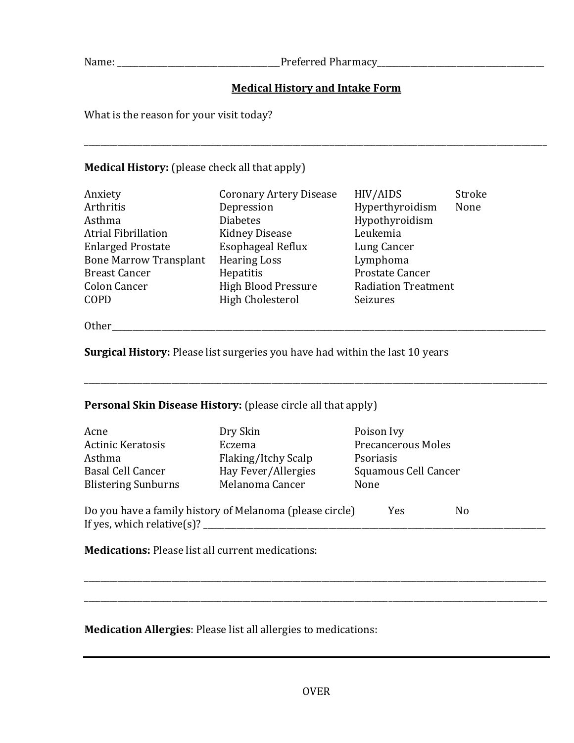Name: ______________________________________ Preferred Pharmacy_________________________________________

## Medical History and Intake Form

What is the reason for your visit today?

_______________________________________________________________________________________________________________

**Medical History:** (please check all that apply)

| | | | |
|---|---|---|---|
| Anxiety | Coronary Artery Disease | HIV/AIDS | Stroke |
| Arthritis | Depression | Hyperthyroidism | None |
| Asthma | Diabetes | Hypothyroidism | |
| Atrial Fibrillation | Kidney Disease | Leukemia | |
| Enlarged Prostate | Esophageal Reflux | Lung Cancer | |
| Bone Marrow Transplant | Hearing Loss | Lymphoma | |
| Breast Cancer | Hepatitis | Prostate Cancer | |
| Colon Cancer | High Blood Pressure | Radiation Treatment | |
| COPD | High Cholesterol | Seizures | |

Other_____________________________________________________________________________________________________________

**Surgical History:** Please list surgeries you have had within the last 10 years

_______________________________________________________________________________________________________________

**Personal Skin Disease History:** (please circle all that apply)

| | | |
|---|---|---|
| Acne | Dry Skin | Poison Ivy |
| Actinic Keratosis | Eczema | Precancerous Moles |
| Asthma | Flaking/Itchy Scalp | Psoriasis |
| Basal Cell Cancer | Hay Fever/Allergies | Squamous Cell Cancer |
| Blistering Sunburns | Melanoma Cancer | None |

Do you have a family history of Melanoma (please circle) Yes No

If yes, which relative(s)? _______________________________________________________________________________

**Medications:** Please list all current medications:

_______________________________________________________________________________________________________________

_______________________________________________________________________________________________________________

**Medication Allergies**: Please list all allergies to medications:

_______________________________________________________________________________________________________________

OVER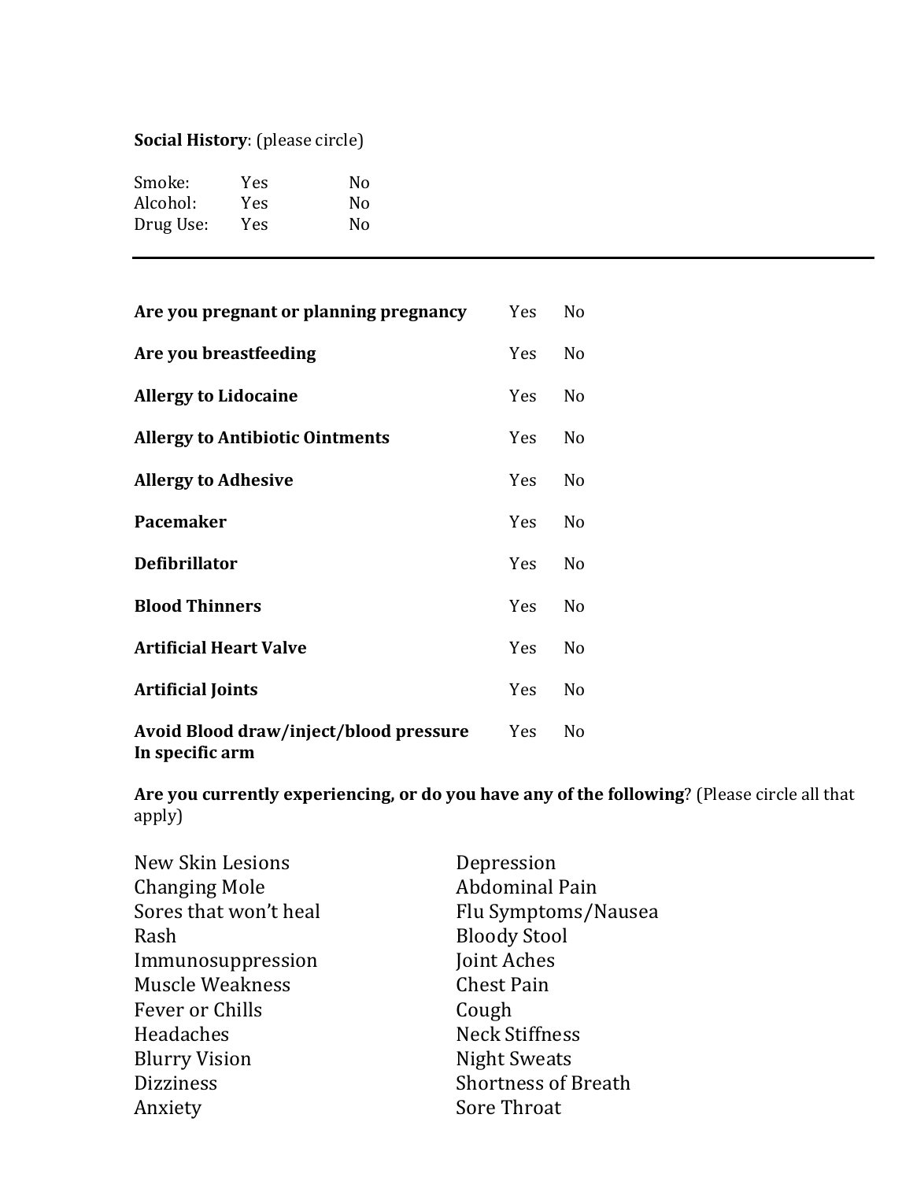**Social History**: (please circle)

| | | |
|---|---|---|
| Smoke: | Yes | No |
| Alcohol: | Yes | No |
| Drug Use: | Yes | No |

---

| | | |
|---|---|---|
| **Are you pregnant or planning pregnancy** | Yes | No |
| **Are you breastfeeding** | Yes | No |
| **Allergy to Lidocaine** | Yes | No |
| **Allergy to Antibiotic Ointments** | Yes | No |
| **Allergy to Adhesive** | Yes | No |
| **Pacemaker** | Yes | No |
| **Defibrillator** | Yes | No |
| **Blood Thinners** | Yes | No |
| **Artificial Heart Valve** | Yes | No |
| **Artificial Joints** | Yes | No |
| **Avoid Blood draw/inject/blood pressure In specific arm** | Yes | No |

**Are you currently experiencing, or do you have any of the following**? (Please circle all that apply)

New Skin Lesions
Changing Mole
Sores that won't heal
Rash
Immunosuppression
Muscle Weakness
Fever or Chills
Headaches
Blurry Vision
Dizziness
Anxiety
Depression
Abdominal Pain
Flu Symptoms/Nausea
Bloody Stool
Joint Aches
Chest Pain
Cough
Neck Stiffness
Night Sweats
Shortness of Breath
Sore Throat